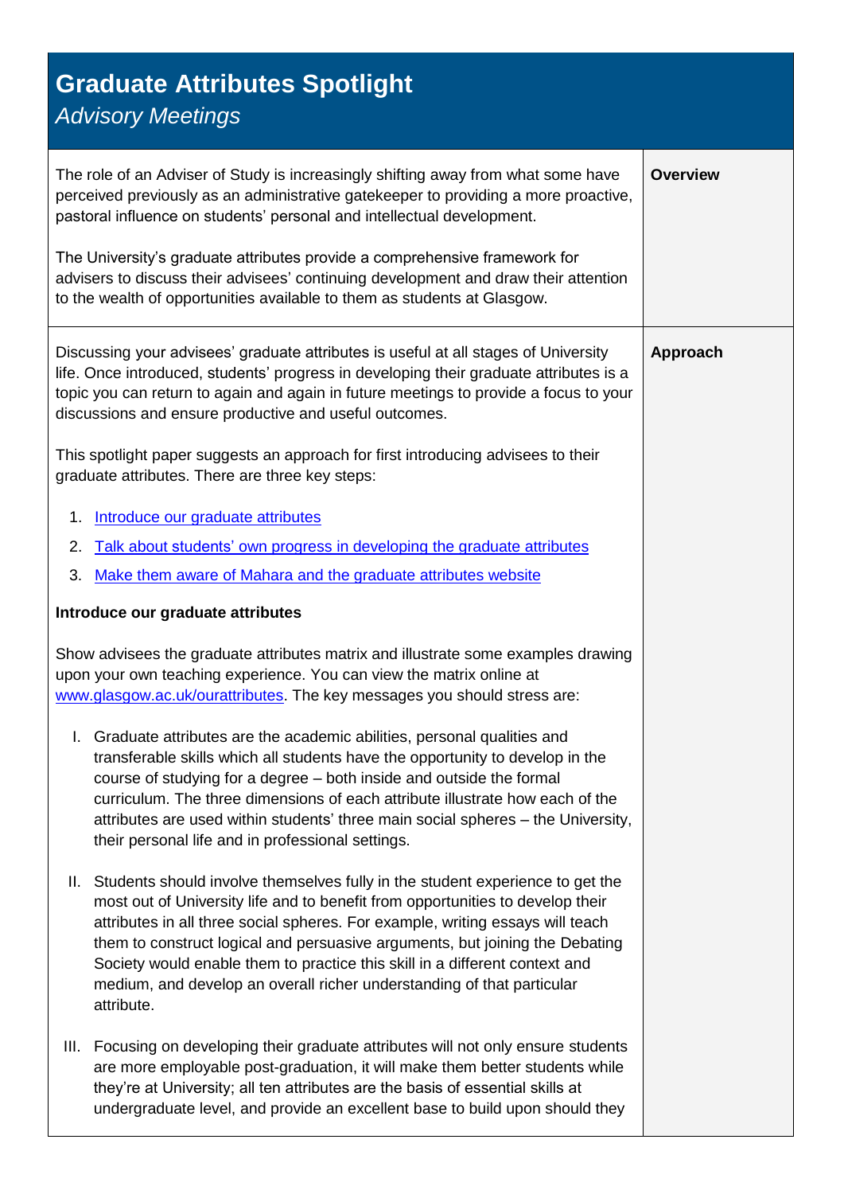# Graduate Attributes Spotlight

*Advisory Meetings*

## Overview

The role of an Adviser of Study is increasingly shifting away from what some have perceived previously as an administrative gatekeeper to providing a more proactive, pastoral influence on students' personal and intellectual development.

The University's graduate attributes provide a comprehensive framework for advisers to discuss their advisees' continuing development and draw their attention to the wealth of opportunities available to them as students at Glasgow.

## Approach

Discussing your advisees' graduate attributes is useful at all stages of University life. Once introduced, students' progress in developing their graduate attributes is a topic you can return to again and again in future meetings to provide a focus to your discussions and ensure productive and useful outcomes.

This spotlight paper suggests an approach for first introducing advisees to their graduate attributes. There are three key steps:

1. Introduce our graduate attributes
2. Talk about students' own progress in developing the graduate attributes
3. Make them aware of Mahara and the graduate attributes website

**Introduce our graduate attributes**

Show advisees the graduate attributes matrix and illustrate some examples drawing upon your own teaching experience. You can view the matrix online at www.glasgow.ac.uk/ourattributes. The key messages you should stress are:

I. Graduate attributes are the academic abilities, personal qualities and transferable skills which all students have the opportunity to develop in the course of studying for a degree – both inside and outside the formal curriculum. The three dimensions of each attribute illustrate how each of the attributes are used within students' three main social spheres – the University, their personal life and in professional settings.

II. Students should involve themselves fully in the student experience to get the most out of University life and to benefit from opportunities to develop their attributes in all three social spheres. For example, writing essays will teach them to construct logical and persuasive arguments, but joining the Debating Society would enable them to practice this skill in a different context and medium, and develop an overall richer understanding of that particular attribute.

III. Focusing on developing their graduate attributes will not only ensure students are more employable post-graduation, it will make them better students while they're at University; all ten attributes are the basis of essential skills at undergraduate level, and provide an excellent base to build upon should they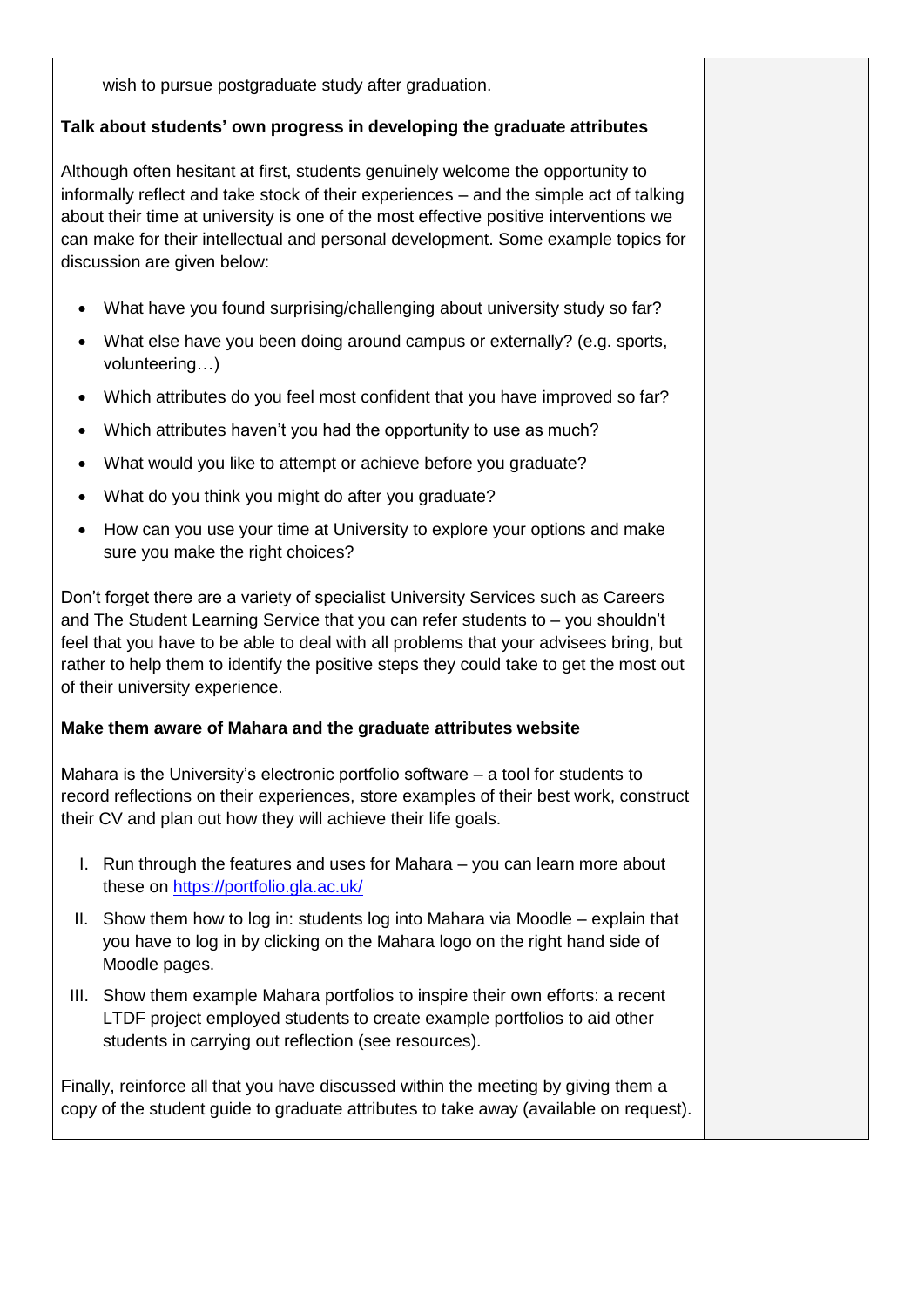wish to pursue postgraduate study after graduation.

**Talk about students' own progress in developing the graduate attributes**

Although often hesitant at first, students genuinely welcome the opportunity to informally reflect and take stock of their experiences – and the simple act of talking about their time at university is one of the most effective positive interventions we can make for their intellectual and personal development. Some example topics for discussion are given below:

- What have you found surprising/challenging about university study so far?
- What else have you been doing around campus or externally? (e.g. sports, volunteering…)
- Which attributes do you feel most confident that you have improved so far?
- Which attributes haven't you had the opportunity to use as much?
- What would you like to attempt or achieve before you graduate?
- What do you think you might do after you graduate?
- How can you use your time at University to explore your options and make sure you make the right choices?

Don't forget there are a variety of specialist University Services such as Careers and The Student Learning Service that you can refer students to – you shouldn't feel that you have to be able to deal with all problems that your advisees bring, but rather to help them to identify the positive steps they could take to get the most out of their university experience.

**Make them aware of Mahara and the graduate attributes website**

Mahara is the University's electronic portfolio software – a tool for students to record reflections on their experiences, store examples of their best work, construct their CV and plan out how they will achieve their life goals.

I. Run through the features and uses for Mahara – you can learn more about these on https://portfolio.gla.ac.uk/
II. Show them how to log in: students log into Mahara via Moodle – explain that you have to log in by clicking on the Mahara logo on the right hand side of Moodle pages.
III. Show them example Mahara portfolios to inspire their own efforts: a recent LTDF project employed students to create example portfolios to aid other students in carrying out reflection (see resources).

Finally, reinforce all that you have discussed within the meeting by giving them a copy of the student guide to graduate attributes to take away (available on request).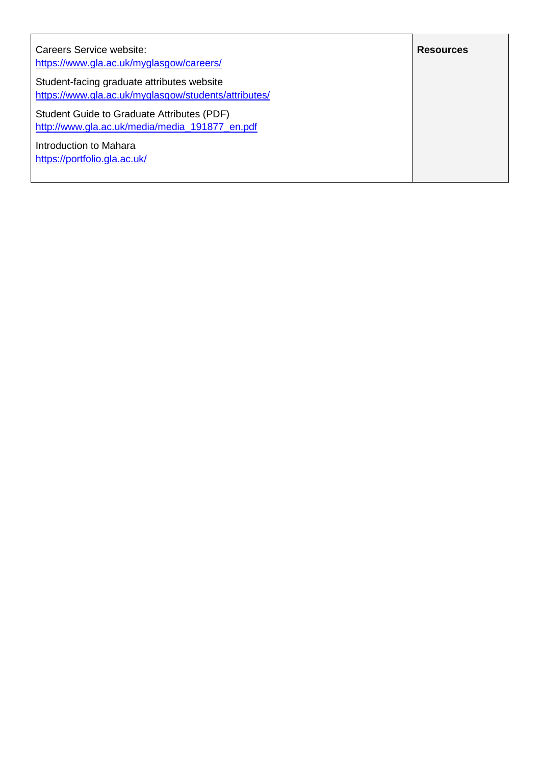| | |
|---|---|
| Careers Service website:<br>https://www.gla.ac.uk/myglasgow/careers/<br><br>Student-facing graduate attributes website<br>https://www.gla.ac.uk/myglasgow/students/attributes/<br><br>Student Guide to Graduate Attributes (PDF)<br>http://www.gla.ac.uk/media/media_191877_en.pdf<br><br>Introduction to Mahara<br>https://portfolio.gla.ac.uk/ | **Resources** |